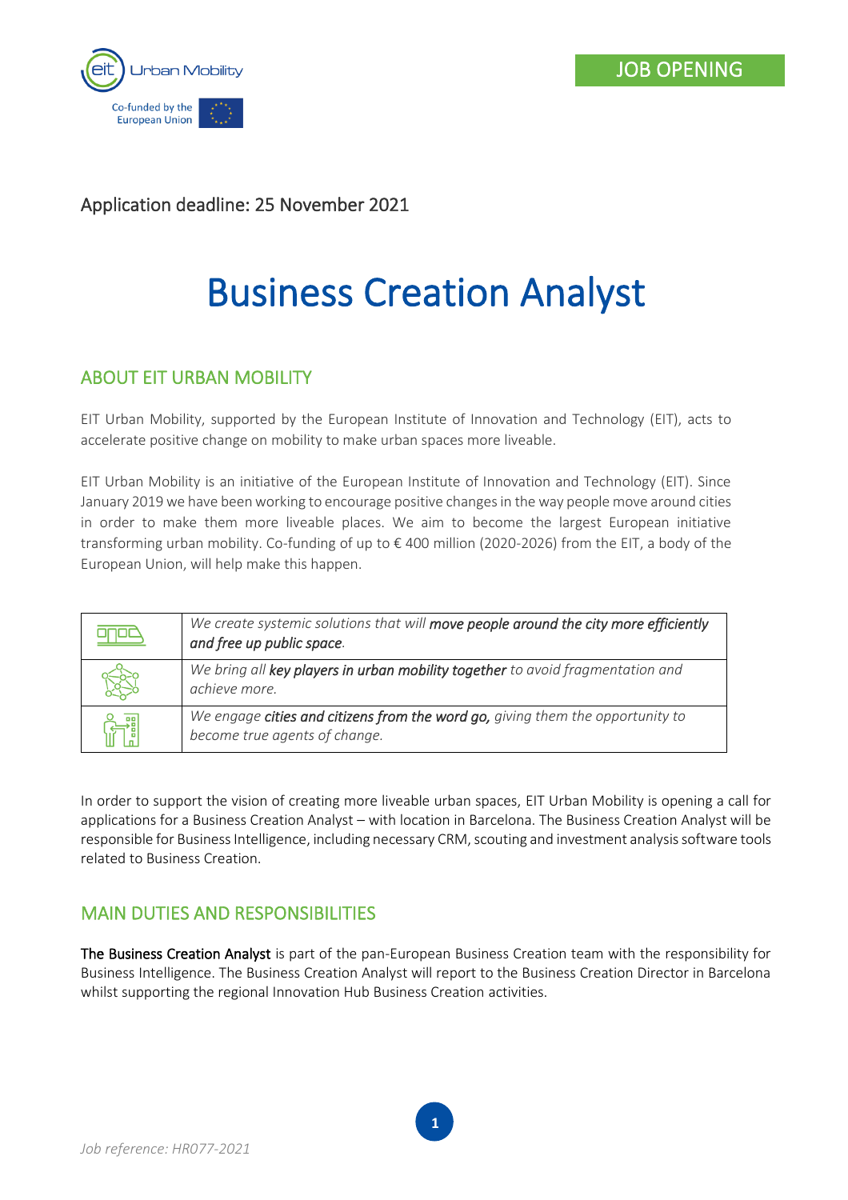JOB OPENING

Application deadline: 25 November 2021

# Business Creation Analyst

## ABOUT EIT URBAN MOBILITY

EIT Urban Mobility, supported by the European Institute of Innovation and Technology (EIT), acts to accelerate positive change on mobility to make urban spaces more liveable.

EIT Urban Mobility is an initiative of the European Institute of Innovation and Technology (EIT). Since January 2019 we have been working to encourage positive changes in the way people move around cities in order to make them more liveable places. We aim to become the largest European initiative transforming urban mobility. Co-funding of up to € 400 million (2020-2026) from the EIT, a body of the European Union, will help make this happen.

| | |
|---|---|
| | *We create systemic solutions that will **move people around the city more efficiently and free up public space**.* |
| | *We bring all **key players in urban mobility together** to avoid fragmentation and achieve more.* |
| | *We engage **cities and citizens from the word go,** giving them the opportunity to become true agents of change.* |

In order to support the vision of creating more liveable urban spaces, EIT Urban Mobility is opening a call for applications for a Business Creation Analyst – with location in Barcelona. The Business Creation Analyst will be responsible for Business Intelligence, including necessary CRM, scouting and investment analysis software tools related to Business Creation.

## MAIN DUTIES AND RESPONSIBILITIES

**The Business Creation Analyst** is part of the pan-European Business Creation team with the responsibility for Business Intelligence. The Business Creation Analyst will report to the Business Creation Director in Barcelona whilst supporting the regional Innovation Hub Business Creation activities.

*Job reference: HR077-2021*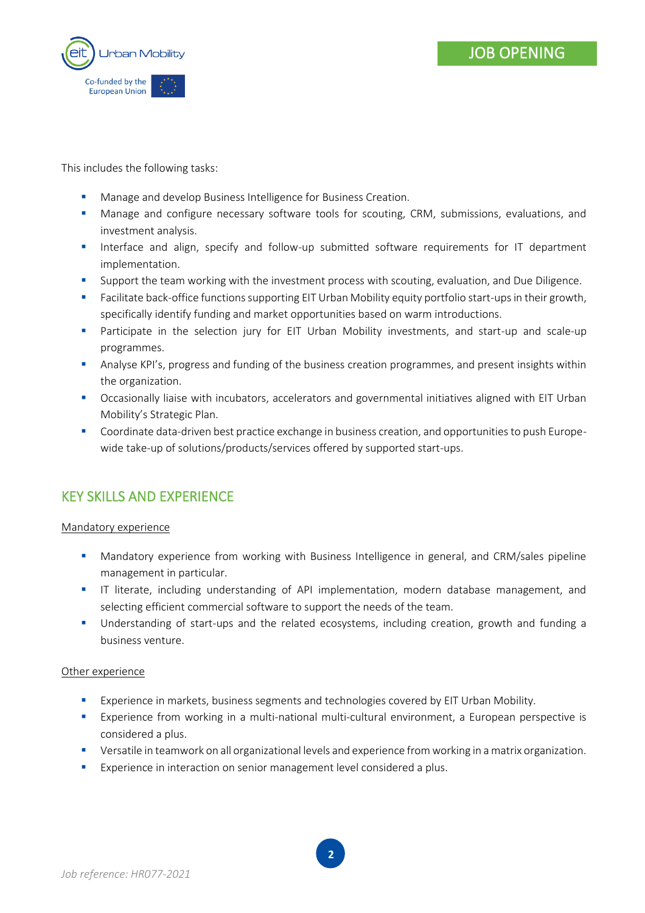This includes the following tasks:

- Manage and develop Business Intelligence for Business Creation.
- Manage and configure necessary software tools for scouting, CRM, submissions, evaluations, and investment analysis.
- Interface and align, specify and follow-up submitted software requirements for IT department implementation.
- Support the team working with the investment process with scouting, evaluation, and Due Diligence.
- Facilitate back-office functions supporting EIT Urban Mobility equity portfolio start-ups in their growth, specifically identify funding and market opportunities based on warm introductions.
- Participate in the selection jury for EIT Urban Mobility investments, and start-up and scale-up programmes.
- Analyse KPI's, progress and funding of the business creation programmes, and present insights within the organization.
- Occasionally liaise with incubators, accelerators and governmental initiatives aligned with EIT Urban Mobility's Strategic Plan.
- Coordinate data-driven best practice exchange in business creation, and opportunities to push Europe-wide take-up of solutions/products/services offered by supported start-ups.

## KEY SKILLS AND EXPERIENCE

Mandatory experience

- Mandatory experience from working with Business Intelligence in general, and CRM/sales pipeline management in particular.
- IT literate, including understanding of API implementation, modern database management, and selecting efficient commercial software to support the needs of the team.
- Understanding of start-ups and the related ecosystems, including creation, growth and funding a business venture.

Other experience

- Experience in markets, business segments and technologies covered by EIT Urban Mobility.
- Experience from working in a multi-national multi-cultural environment, a European perspective is considered a plus.
- Versatile in teamwork on all organizational levels and experience from working in a matrix organization.
- Experience in interaction on senior management level considered a plus.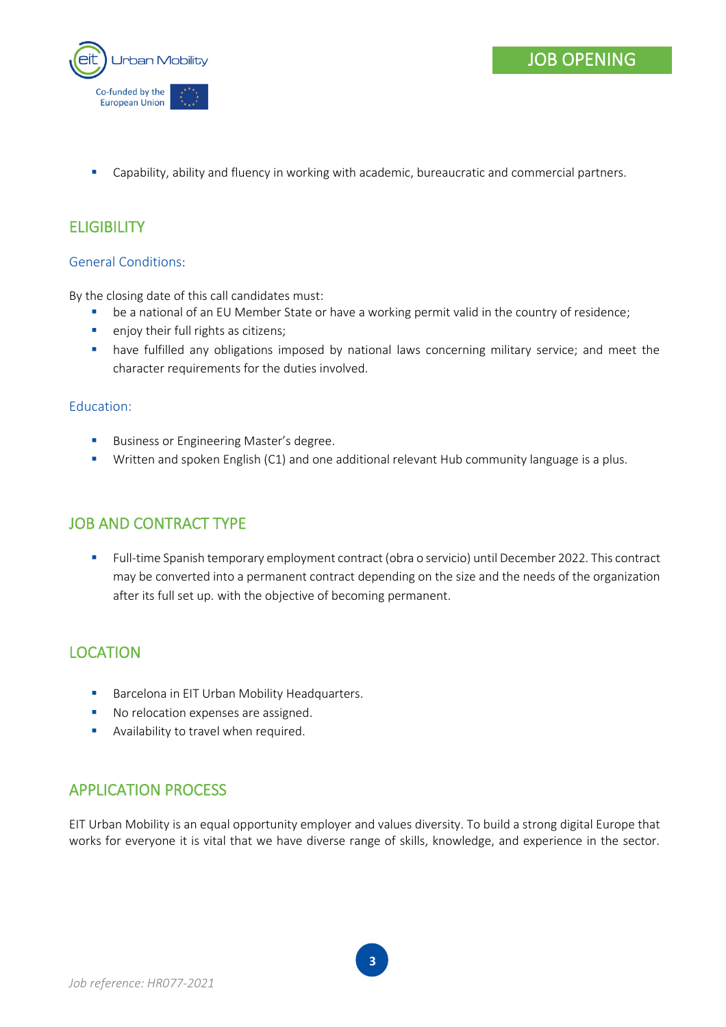- Capability, ability and fluency in working with academic, bureaucratic and commercial partners.

## ELIGIBILITY

### General Conditions:

By the closing date of this call candidates must:

- be a national of an EU Member State or have a working permit valid in the country of residence;
- enjoy their full rights as citizens;
- have fulfilled any obligations imposed by national laws concerning military service; and meet the character requirements for the duties involved.

### Education:

- Business or Engineering Master's degree.
- Written and spoken English (C1) and one additional relevant Hub community language is a plus.

## JOB AND CONTRACT TYPE

- Full-time Spanish temporary employment contract (obra o servicio) until December 2022. This contract may be converted into a permanent contract depending on the size and the needs of the organization after its full set up. with the objective of becoming permanent.

## LOCATION

- Barcelona in EIT Urban Mobility Headquarters.
- No relocation expenses are assigned.
- Availability to travel when required.

## APPLICATION PROCESS

EIT Urban Mobility is an equal opportunity employer and values diversity. To build a strong digital Europe that works for everyone it is vital that we have diverse range of skills, knowledge, and experience in the sector.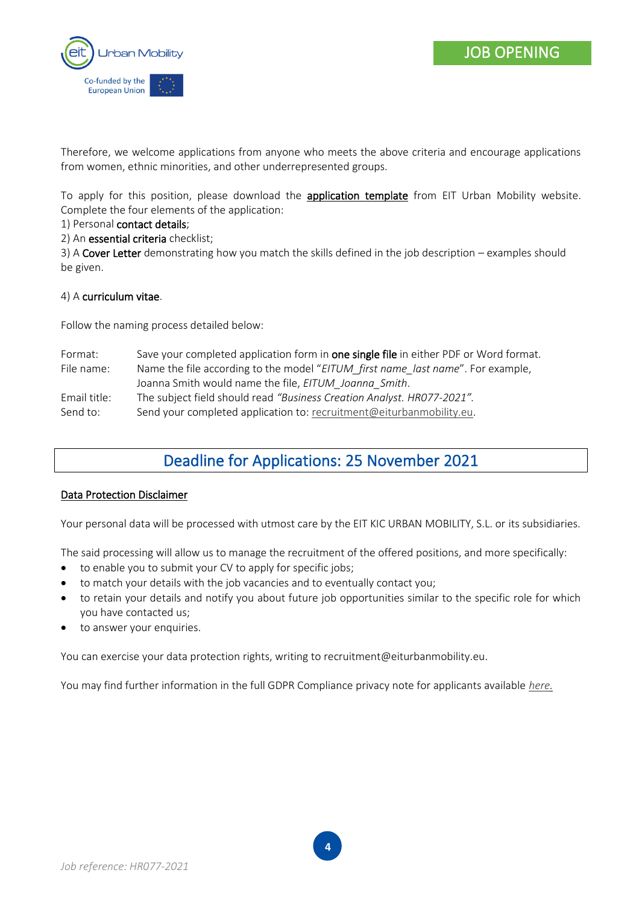Therefore, we welcome applications from anyone who meets the above criteria and encourage applications from women, ethnic minorities, and other underrepresented groups.

To apply for this position, please download the **application template** from EIT Urban Mobility website. Complete the four elements of the application:

1) Personal **contact details**;
2) An **essential criteria** checklist;
3) A **Cover Letter** demonstrating how you match the skills defined in the job description – examples should be given.

4) A **curriculum vitae**.

Follow the naming process detailed below:

| | |
|---|---|
| Format: | Save your completed application form in **one single file** in either PDF or Word format. |
| File name: | Name the file according to the model "*EITUM_first name_last name*". For example, Joanna Smith would name the file, *EITUM_Joanna_Smith*. |
| Email title: | The subject field should read *"Business Creation Analyst. HR077-2021"*. |
| Send to: | Send your completed application to: recruitment@eiturbanmobility.eu. |

## Deadline for Applications: 25 November 2021

**Data Protection Disclaimer**

Your personal data will be processed with utmost care by the EIT KIC URBAN MOBILITY, S.L. or its subsidiaries.

The said processing will allow us to manage the recruitment of the offered positions, and more specifically:

- to enable you to submit your CV to apply for specific jobs;
- to match your details with the job vacancies and to eventually contact you;
- to retain your details and notify you about future job opportunities similar to the specific role for which you have contacted us;
- to answer your enquiries.

You can exercise your data protection rights, writing to recruitment@eiturbanmobility.eu.

You may find further information in the full GDPR Compliance privacy note for applicants available *here.*